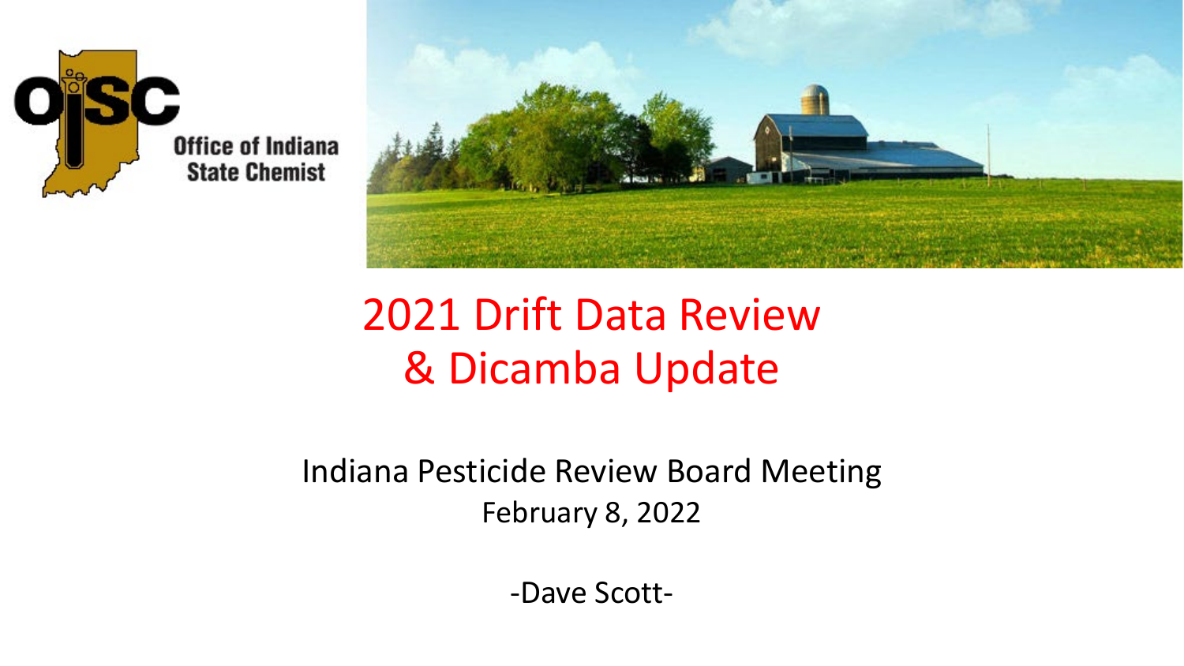Office of Indiana State Chemist

# 2021 Drift Data Review & Dicamba Update

Indiana Pesticide Review Board Meeting

February 8, 2022

-Dave Scott-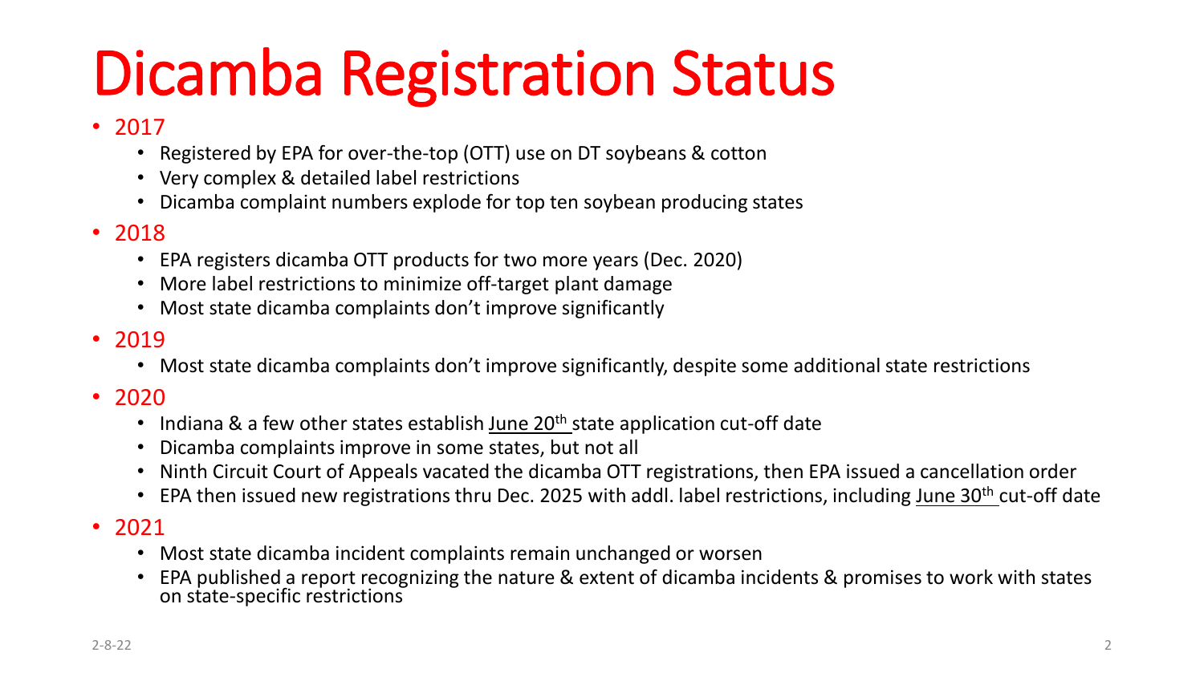# Dicamba Registration Status

- 2017
  - Registered by EPA for over-the-top (OTT) use on DT soybeans & cotton
  - Very complex & detailed label restrictions
  - Dicamba complaint numbers explode for top ten soybean producing states
- 2018
  - EPA registers dicamba OTT products for two more years (Dec. 2020)
  - More label restrictions to minimize off-target plant damage
  - Most state dicamba complaints don't improve significantly
- 2019
  - Most state dicamba complaints don't improve significantly, despite some additional state restrictions
- 2020
  - Indiana & a few other states establish June 20th state application cut-off date
  - Dicamba complaints improve in some states, but not all
  - Ninth Circuit Court of Appeals vacated the dicamba OTT registrations, then EPA issued a cancellation order
  - EPA then issued new registrations thru Dec. 2025 with addl. label restrictions, including June 30th cut-off date
- 2021
  - Most state dicamba incident complaints remain unchanged or worsen
  - EPA published a report recognizing the nature & extent of dicamba incidents & promises to work with states on state-specific restrictions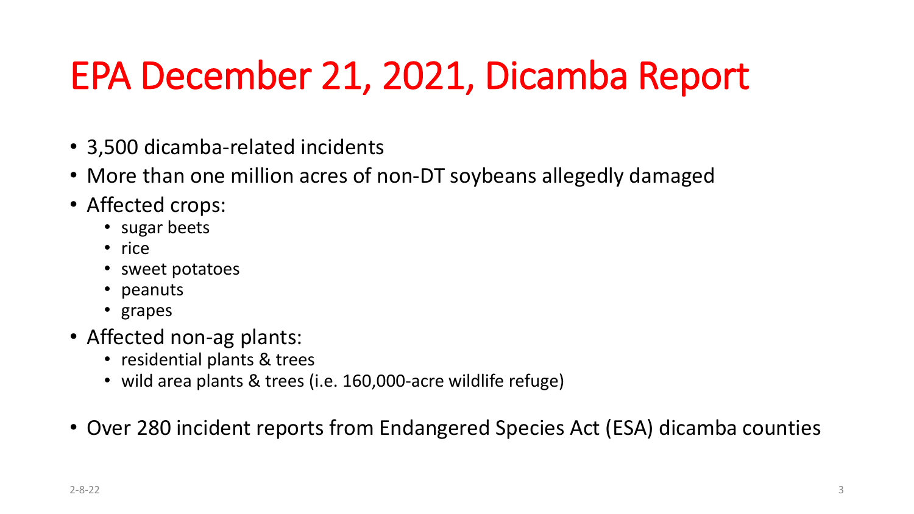# EPA December 21, 2021, Dicamba Report

- 3,500 dicamba-related incidents
- More than one million acres of non-DT soybeans allegedly damaged
- Affected crops:
  - sugar beets
  - rice
  - sweet potatoes
  - peanuts
  - grapes
- Affected non-ag plants:
  - residential plants & trees
  - wild area plants & trees (i.e. 160,000-acre wildlife refuge)
- Over 280 incident reports from Endangered Species Act (ESA) dicamba counties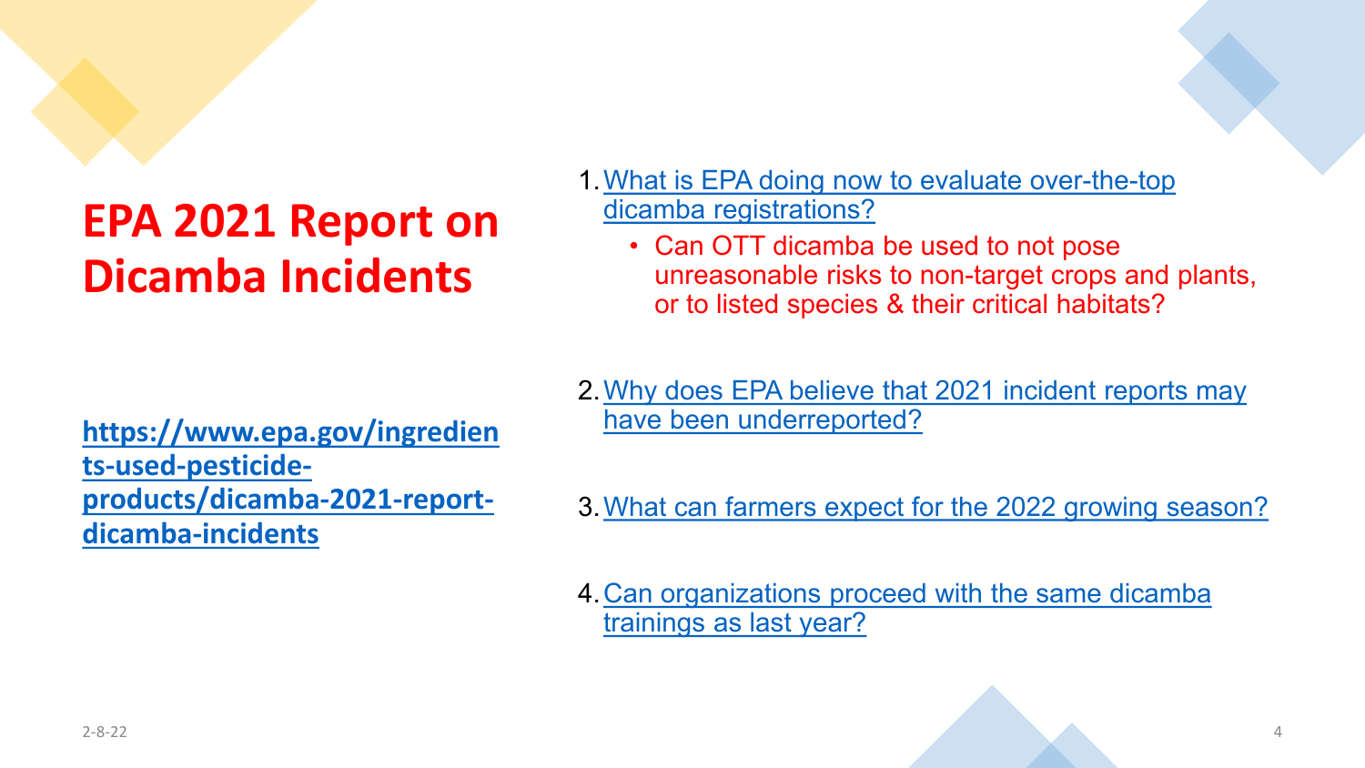# EPA 2021 Report on Dicamba Incidents

https://www.epa.gov/ingredients-used-pesticide-products/dicamba-2021-report-dicamba-incidents

1. What is EPA doing now to evaluate over-the-top dicamba registrations?
   - Can OTT dicamba be used to not pose unreasonable risks to non-target crops and plants, or to listed species & their critical habitats?
2. Why does EPA believe that 2021 incident reports may have been underreported?
3. What can farmers expect for the 2022 growing season?
4. Can organizations proceed with the same dicamba trainings as last year?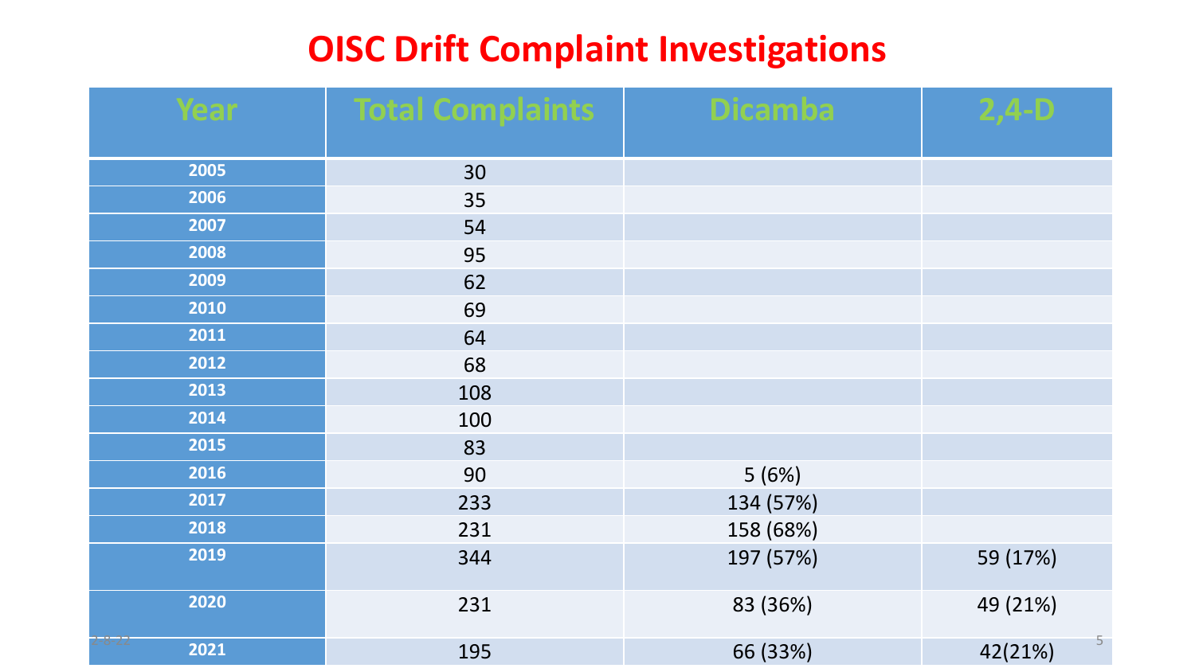# OISC Drift Complaint Investigations

| Year | Total Complaints | Dicamba | 2,4-D |
|---|---|---|---|
| 2005 | 30 | | |
| 2006 | 35 | | |
| 2007 | 54 | | |
| 2008 | 95 | | |
| 2009 | 62 | | |
| 2010 | 69 | | |
| 2011 | 64 | | |
| 2012 | 68 | | |
| 2013 | 108 | | |
| 2014 | 100 | | |
| 2015 | 83 | | |
| 2016 | 90 | 5 (6%) | |
| 2017 | 233 | 134 (57%) | |
| 2018 | 231 | 158 (68%) | |
| 2019 | 344 | 197 (57%) | 59 (17%) |
| 2020 | 231 | 83 (36%) | 49 (21%) |
| 2021 | 195 | 66 (33%) | 42(21%) |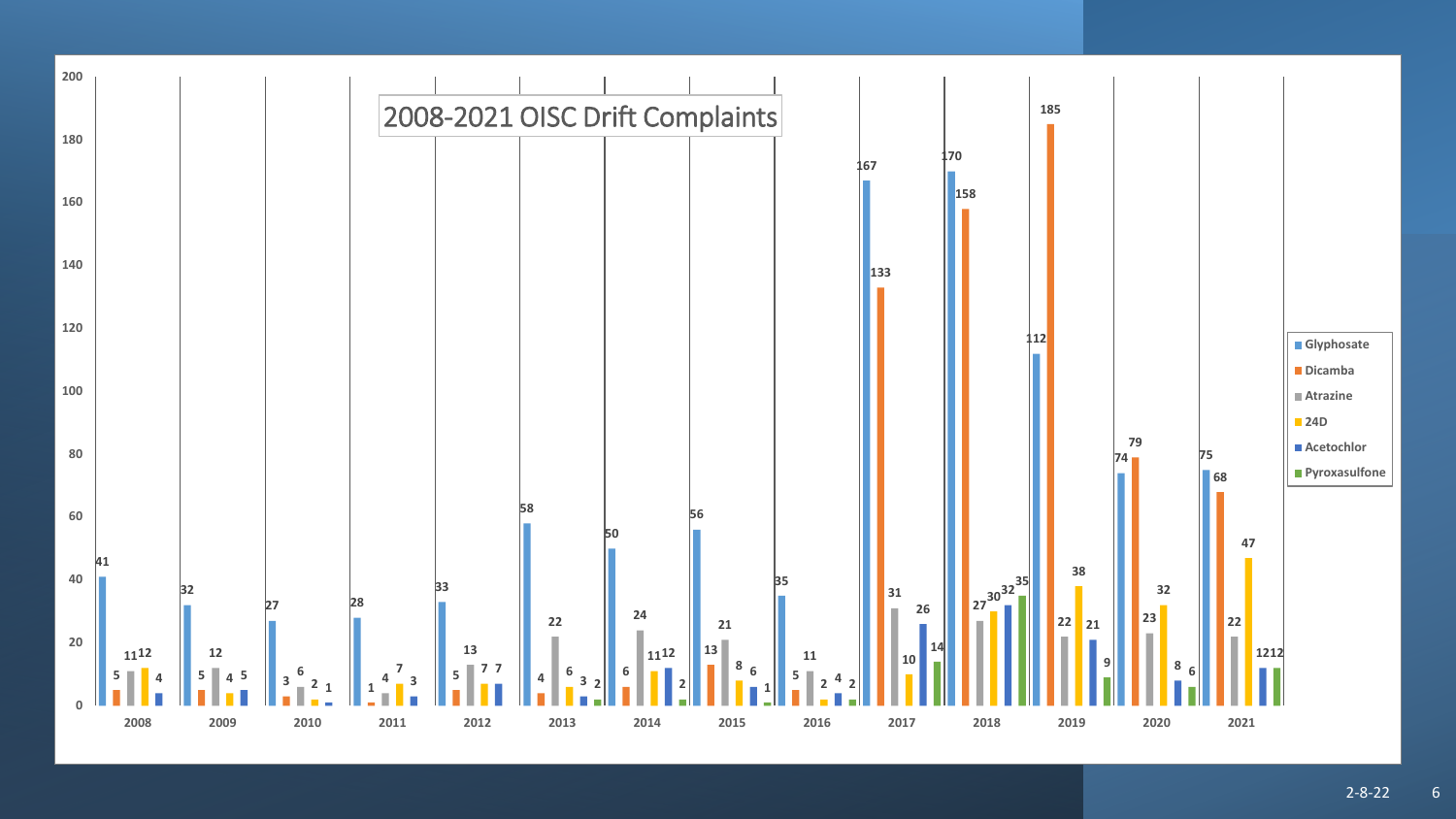# 2008-2021 OISC Drift Complaints

| Year | Glyphosate | Dicamba | Atrazine | 24D | Acetochlor | Pyroxasulfone |
|---|---|---|---|---|---|---|
| 2008 | 41 | 5 | 11 | 12 | 4 | |
| 2009 | 32 | 5 | 12 | 4 | 5 | |
| 2010 | 27 | 3 | 6 | 2 | 1 | |
| 2011 | 28 | 1 | 4 | 7 | 3 | |
| 2012 | 33 | 5 | 13 | 7 | 7 | |
| 2013 | 58 | 4 | 22 | 6 | 3 | 2 |
| 2014 | 50 | 6 | 24 | 11 | 12 | 2 |
| 2015 | 56 | 13 | 21 | 8 | 6 | 1 |
| 2016 | 35 | 5 | 11 | 2 | 4 | 2 |
| 2017 | 167 | 133 | 31 | 10 | 26 | 14 |
| 2018 | 170 | 158 | 27 | 30 | 32 | 35 |
| 2019 | 112 | 185 | 22 | 38 | 21 | 9 |
| 2020 | 74 | 79 | 23 | 32 | 8 | 6 |
| 2021 | 75 | 68 | 22 | 47 | 12 | 12 |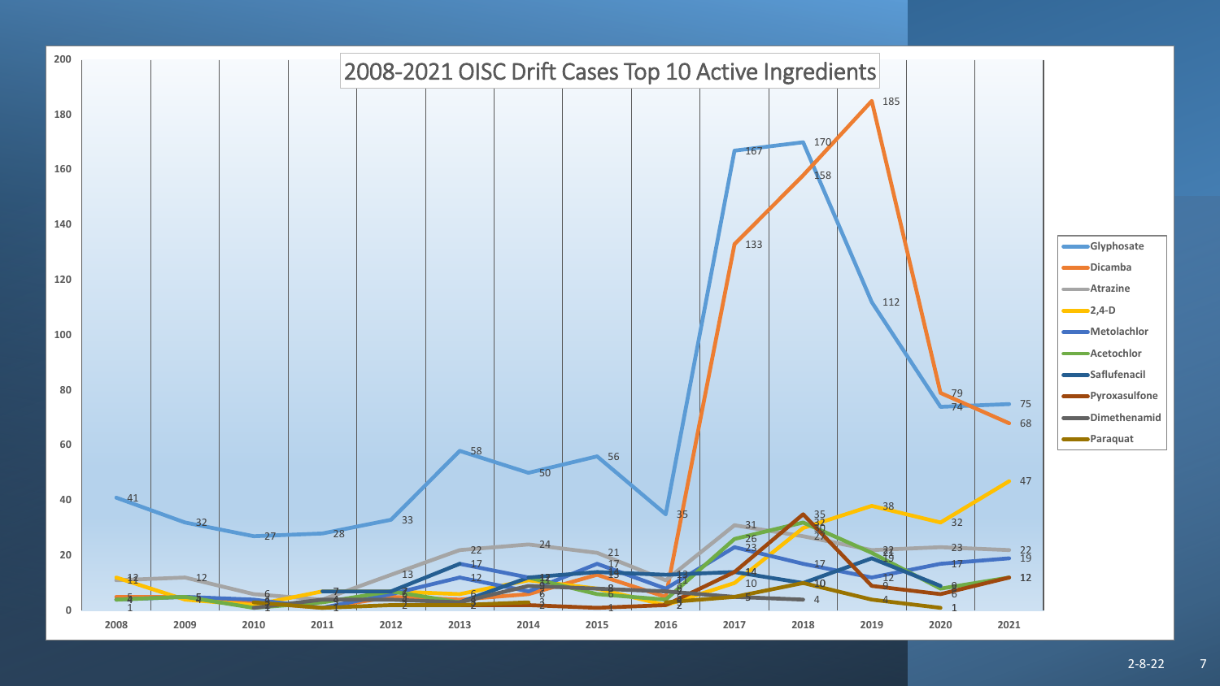# 2008-2021 OISC Drift Cases Top 10 Active Ingredients

| Active Ingredient | 2008 | 2009 | 2010 | 2011 | 2012 | 2013 | 2014 | 2015 | 2016 | 2017 | 2018 | 2019 | 2020 | 2021 |
|---|---|---|---|---|---|---|---|---|---|---|---|---|---|---|
| Glyphosate | 41 | 32 | 27 | 28 | 33 | 58 | 50 | 56 | 35 | 167 | 170 | 112 | 74 | 75 |
| Dicamba | | | | | | | | | | 133 | 158 | 185 | 79 | 68 |
| Atrazine | | 12 | | | 13 | 22 | 24 | 21 | | 31 | 27 | 22 | 23 | 22 |
| 2,4-D | 12 | | | | | | | | | 10 | 30 | 38 | 32 | 47 |
| Metolachlor | 11 | | | | | 12 | | 17 | | 23 | 17 | 12 | 17 | 19 |
| Acetochlor | | | | | | | | | | 26 | 32 | | | 12 |
| Saflufenacil | | | | | | 17 | | | | 14 | 10 | | | |
| Pyroxasulfone | | | | | | | | | | | 35 | 9 | 6 | 12 |
| Dimethenamid | | | | | | | | | | | 4 | | | |
| Paraquat | | | | | | | | | | 5 | 10 | 4 | 1 | |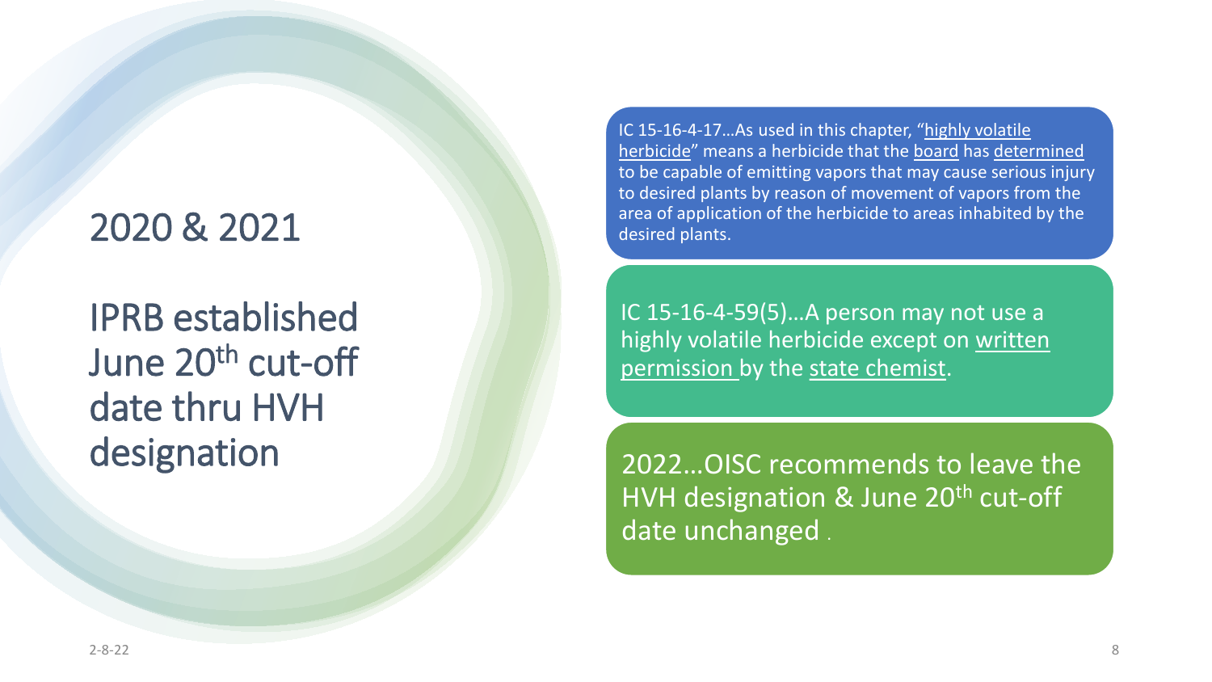# 2020 & 2021

## IPRB established June 20th cut-off date thru HVH designation

IC 15-16-4-17…As used in this chapter, "highly volatile herbicide" means a herbicide that the board has determined to be capable of emitting vapors that may cause serious injury to desired plants by reason of movement of vapors from the area of application of the herbicide to areas inhabited by the desired plants.

IC 15-16-4-59(5)…A person may not use a highly volatile herbicide except on written permission by the state chemist.

2022…OISC recommends to leave the HVH designation & June 20th cut-off date unchanged .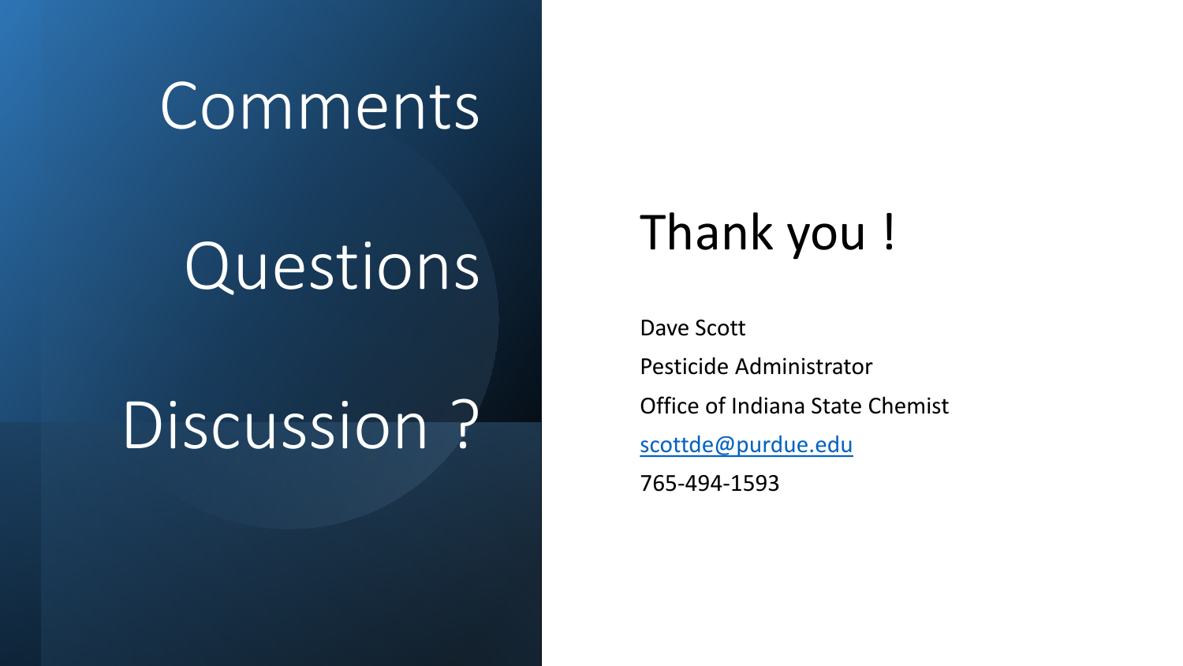# Comments

# Questions

# Discussion ?

## Thank you !

Dave Scott

Pesticide Administrator

Office of Indiana State Chemist

scottde@purdue.edu

765-494-1593